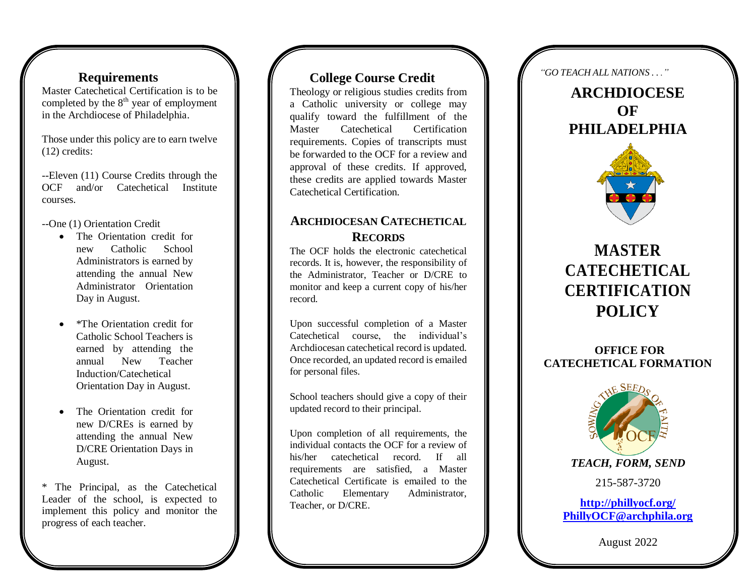## Requirements

Master Catechetical Certification is to be completed by the 8th year of employment in the Archdiocese of Philadelphia.

Those under this policy are to earn twelve (12) credits:

--Eleven (11) Course Credits through the OCF and/or Catechetical Institute courses.

--One (1) Orientation Credit

- The Orientation credit for new Catholic School Administrators is earned by attending the annual New Administrator Orientation Day in August.
- *The Orientation credit for Catholic School Teachers is earned by attending the annual New Teacher Induction/Catechetical Orientation Day in August.
- The Orientation credit for new D/CREs is earned by attending the annual New D/CRE Orientation Days in August.

* The Principal, as the Catechetical Leader of the school, is expected to implement this policy and monitor the progress of each teacher.

## College Course Credit

Theology or religious studies credits from a Catholic university or college may qualify toward the fulfillment of the Master Catechetical Certification requirements. Copies of transcripts must be forwarded to the OCF for a review and approval of these credits. If approved, these credits are applied towards Master Catechetical Certification.

## Archdiocesan Catechetical Records

The OCF holds the electronic catechetical records. It is, however, the responsibility of the Administrator, Teacher or D/CRE to monitor and keep a current copy of his/her record.

Upon successful completion of a Master Catechetical course, the individual's Archdiocesan catechetical record is updated. Once recorded, an updated record is emailed for personal files.

School teachers should give a copy of their updated record to their principal.

Upon completion of all requirements, the individual contacts the OCF for a review of his/her catechetical record. If all requirements are satisfied, a Master Catechetical Certificate is emailed to the Catholic Elementary Administrator, Teacher, or D/CRE.

*"GO TEACH ALL NATIONS . . ."*

# ARCHDIOCESE OF PHILADELPHIA

# MASTER CATECHETICAL CERTIFICATION POLICY

### OFFICE FOR CATECHETICAL FORMATION

SOWING THE SEEDS OF FAITH — OCF

***TEACH, FORM, SEND***

215-587-3720

**http://phillyocf.org/**
**PhillyOCF@archphila.org**

August 2022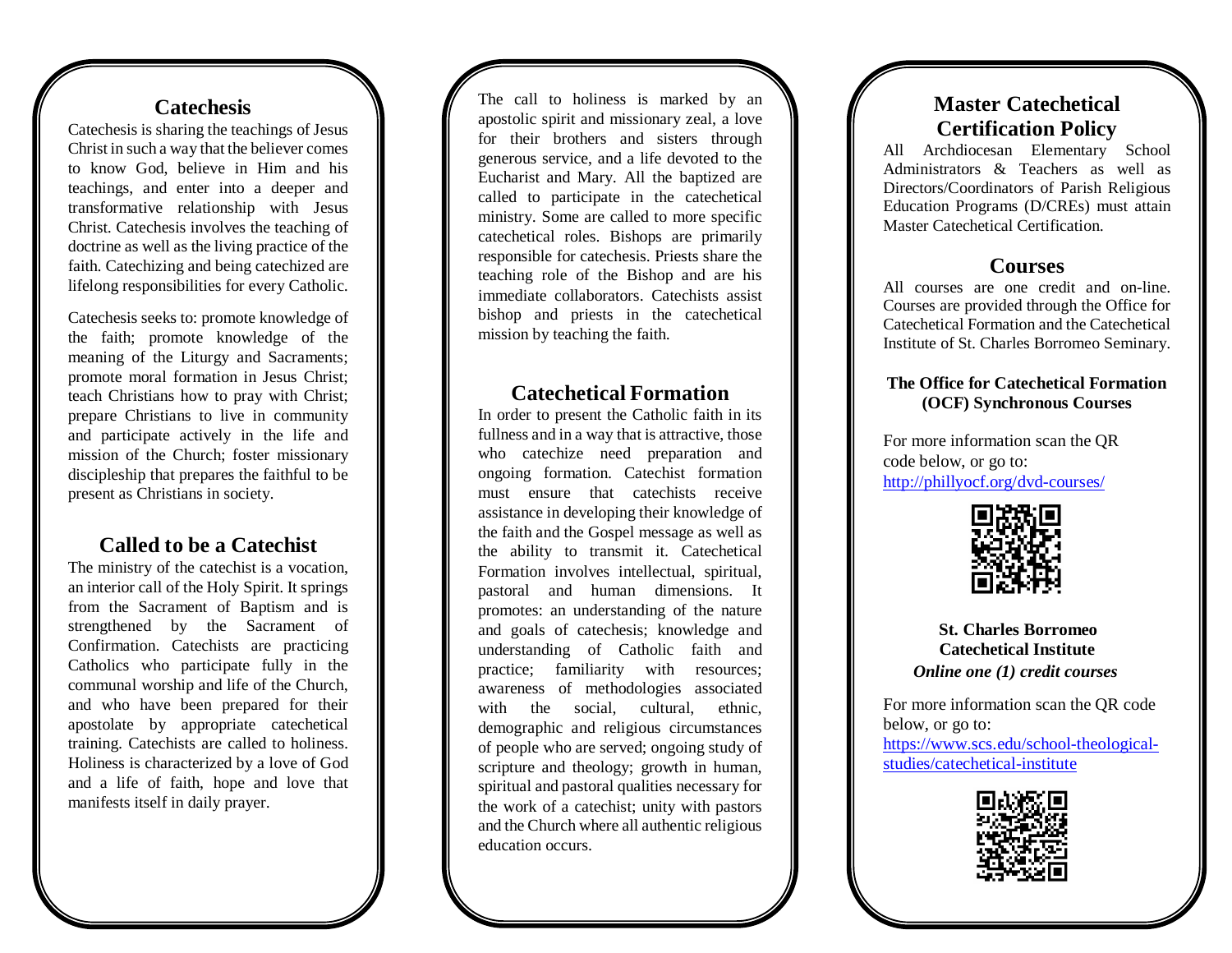## Catechesis

Catechesis is sharing the teachings of Jesus Christ in such a way that the believer comes to know God, believe in Him and his teachings, and enter into a deeper and transformative relationship with Jesus Christ. Catechesis involves the teaching of doctrine as well as the living practice of the faith. Catechizing and being catechized are lifelong responsibilities for every Catholic.

Catechesis seeks to: promote knowledge of the faith; promote knowledge of the meaning of the Liturgy and Sacraments; promote moral formation in Jesus Christ; teach Christians how to pray with Christ; prepare Christians to live in community and participate actively in the life and mission of the Church; foster missionary discipleship that prepares the faithful to be present as Christians in society.

## Called to be a Catechist

The ministry of the catechist is a vocation, an interior call of the Holy Spirit. It springs from the Sacrament of Baptism and is strengthened by the Sacrament of Confirmation. Catechists are practicing Catholics who participate fully in the communal worship and life of the Church, and who have been prepared for their apostolate by appropriate catechetical training. Catechists are called to holiness. Holiness is characterized by a love of God and a life of faith, hope and love that manifests itself in daily prayer.

The call to holiness is marked by an apostolic spirit and missionary zeal, a love for their brothers and sisters through generous service, and a life devoted to the Eucharist and Mary. All the baptized are called to participate in the catechetical ministry. Some are called to more specific catechetical roles. Bishops are primarily responsible for catechesis. Priests share the teaching role of the Bishop and are his immediate collaborators. Catechists assist bishop and priests in the catechetical mission by teaching the faith.

## Catechetical Formation

In order to present the Catholic faith in its fullness and in a way that is attractive, those who catechize need preparation and ongoing formation. Catechist formation must ensure that catechists receive assistance in developing their knowledge of the faith and the Gospel message as well as the ability to transmit it. Catechetical Formation involves intellectual, spiritual, pastoral and human dimensions. It promotes: an understanding of the nature and goals of catechesis; knowledge and understanding of Catholic faith and practice; familiarity with resources; awareness of methodologies associated with the social, cultural, ethnic, demographic and religious circumstances of people who are served; ongoing study of scripture and theology; growth in human, spiritual and pastoral qualities necessary for the work of a catechist; unity with pastors and the Church where all authentic religious education occurs.

## Master Catechetical Certification Policy

All Archdiocesan Elementary School Administrators & Teachers as well as Directors/Coordinators of Parish Religious Education Programs (D/CREs) must attain Master Catechetical Certification.

## Courses

All courses are one credit and on-line. Courses are provided through the Office for Catechetical Formation and the Catechetical Institute of St. Charles Borromeo Seminary.

**The Office for Catechetical Formation (OCF) Synchronous Courses**

For more information scan the QR code below, or go to:
http://phillyocf.org/dvd-courses/

**St. Charles Borromeo Catechetical Institute**
***Online one (1) credit courses***

For more information scan the QR code below, or go to:
https://www.scs.edu/school-theological-studies/catechetical-institute